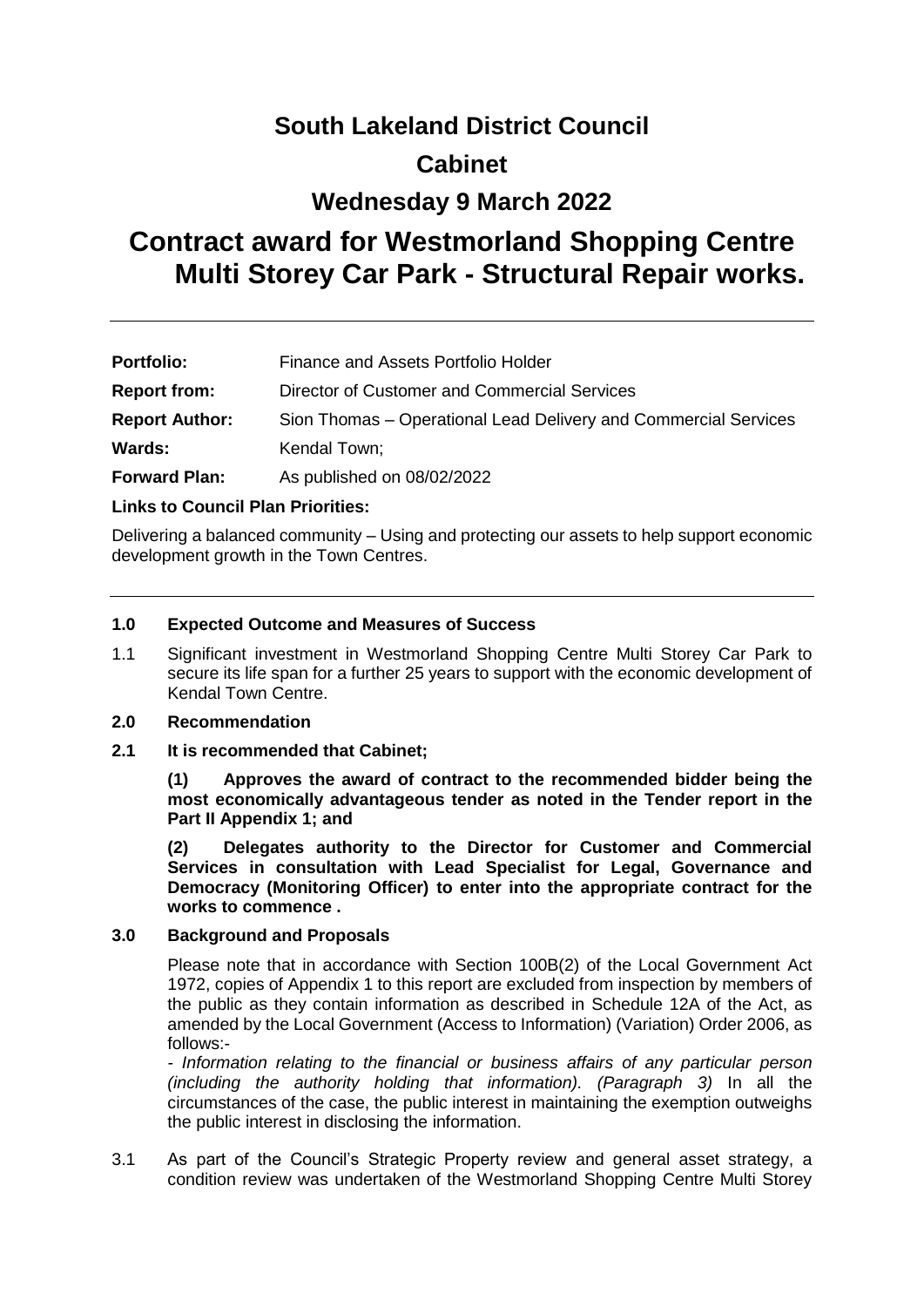# South Lakeland District Council

# Cabinet

# Wednesday 9 March 2022

# Contract award for Westmorland Shopping Centre Multi Storey Car Park - Structural Repair works.

---

| | |
|---|---|
| **Portfolio:** | Finance and Assets Portfolio Holder |
| **Report from:** | Director of Customer and Commercial Services |
| **Report Author:** | Sion Thomas – Operational Lead Delivery and Commercial Services |
| **Wards:** | Kendal Town; |
| **Forward Plan:** | As published on 08/02/2022 |

**Links to Council Plan Priorities:**

Delivering a balanced community – Using and protecting our assets to help support economic development growth in the Town Centres.

---

### 1.0 Expected Outcome and Measures of Success

1.1 Significant investment in Westmorland Shopping Centre Multi Storey Car Park to secure its life span for a further 25 years to support with the economic development of Kendal Town Centre.

### 2.0 Recommendation

**2.1 It is recommended that Cabinet;**

**(1) Approves the award of contract to the recommended bidder being the most economically advantageous tender as noted in the Tender report in the Part II Appendix 1; and**

**(2) Delegates authority to the Director for Customer and Commercial Services in consultation with Lead Specialist for Legal, Governance and Democracy (Monitoring Officer) to enter into the appropriate contract for the works to commence .**

### 3.0 Background and Proposals

Please note that in accordance with Section 100B(2) of the Local Government Act 1972, copies of Appendix 1 to this report are excluded from inspection by members of the public as they contain information as described in Schedule 12A of the Act, as amended by the Local Government (Access to Information) (Variation) Order 2006, as follows:-

*- Information relating to the financial or business affairs of any particular person (including the authority holding that information). (Paragraph 3)* In all the circumstances of the case, the public interest in maintaining the exemption outweighs the public interest in disclosing the information.

3.1 As part of the Council's Strategic Property review and general asset strategy, a condition review was undertaken of the Westmorland Shopping Centre Multi Storey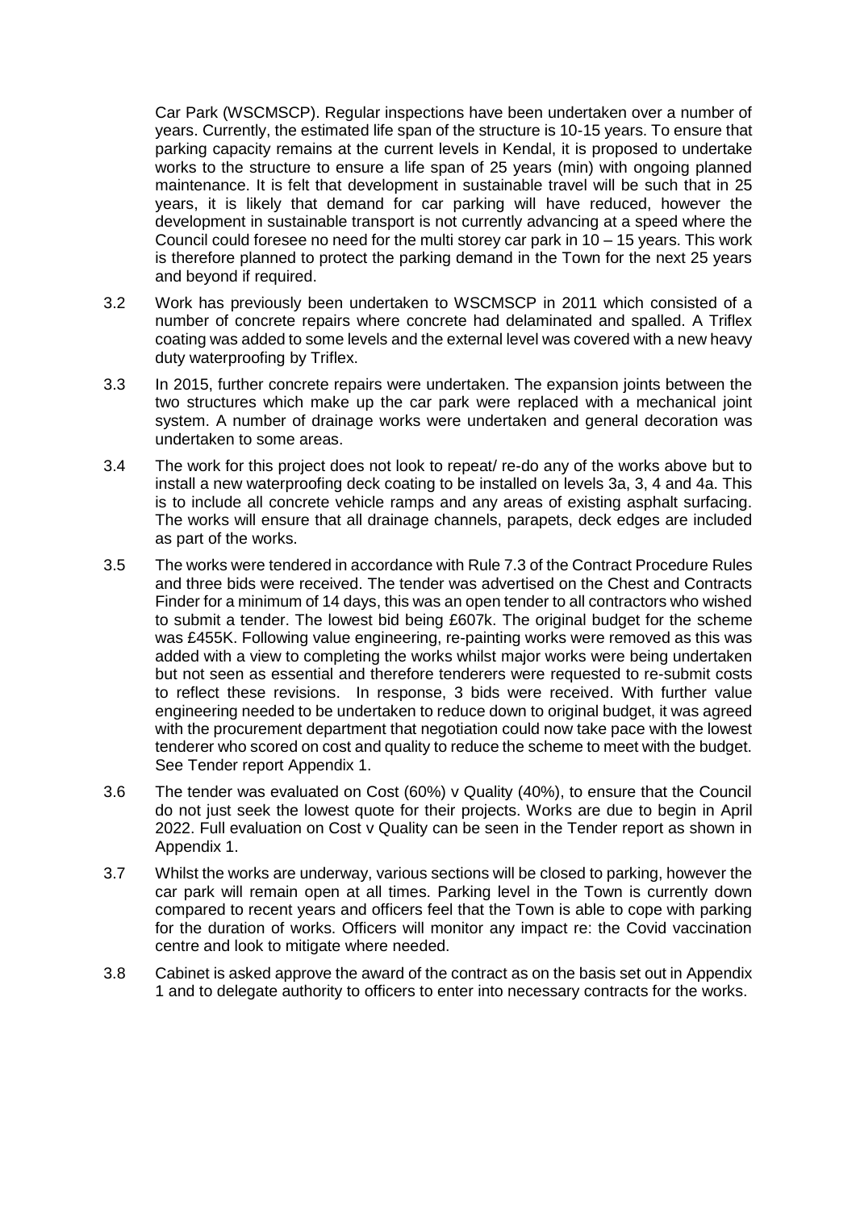Car Park (WSCMSCP). Regular inspections have been undertaken over a number of years. Currently, the estimated life span of the structure is 10-15 years. To ensure that parking capacity remains at the current levels in Kendal, it is proposed to undertake works to the structure to ensure a life span of 25 years (min) with ongoing planned maintenance. It is felt that development in sustainable travel will be such that in 25 years, it is likely that demand for car parking will have reduced, however the development in sustainable transport is not currently advancing at a speed where the Council could foresee no need for the multi storey car park in 10 – 15 years. This work is therefore planned to protect the parking demand in the Town for the next 25 years and beyond if required.

3.2 Work has previously been undertaken to WSCMSCP in 2011 which consisted of a number of concrete repairs where concrete had delaminated and spalled. A Triflex coating was added to some levels and the external level was covered with a new heavy duty waterproofing by Triflex.

3.3 In 2015, further concrete repairs were undertaken. The expansion joints between the two structures which make up the car park were replaced with a mechanical joint system. A number of drainage works were undertaken and general decoration was undertaken to some areas.

3.4 The work for this project does not look to repeat/ re-do any of the works above but to install a new waterproofing deck coating to be installed on levels 3a, 3, 4 and 4a. This is to include all concrete vehicle ramps and any areas of existing asphalt surfacing. The works will ensure that all drainage channels, parapets, deck edges are included as part of the works.

3.5 The works were tendered in accordance with Rule 7.3 of the Contract Procedure Rules and three bids were received. The tender was advertised on the Chest and Contracts Finder for a minimum of 14 days, this was an open tender to all contractors who wished to submit a tender. The lowest bid being £607k. The original budget for the scheme was £455K. Following value engineering, re-painting works were removed as this was added with a view to completing the works whilst major works were being undertaken but not seen as essential and therefore tenderers were requested to re-submit costs to reflect these revisions. In response, 3 bids were received. With further value engineering needed to be undertaken to reduce down to original budget, it was agreed with the procurement department that negotiation could now take pace with the lowest tenderer who scored on cost and quality to reduce the scheme to meet with the budget. See Tender report Appendix 1.

3.6 The tender was evaluated on Cost (60%) v Quality (40%), to ensure that the Council do not just seek the lowest quote for their projects. Works are due to begin in April 2022. Full evaluation on Cost v Quality can be seen in the Tender report as shown in Appendix 1.

3.7 Whilst the works are underway, various sections will be closed to parking, however the car park will remain open at all times. Parking level in the Town is currently down compared to recent years and officers feel that the Town is able to cope with parking for the duration of works. Officers will monitor any impact re: the Covid vaccination centre and look to mitigate where needed.

3.8 Cabinet is asked approve the award of the contract as on the basis set out in Appendix 1 and to delegate authority to officers to enter into necessary contracts for the works.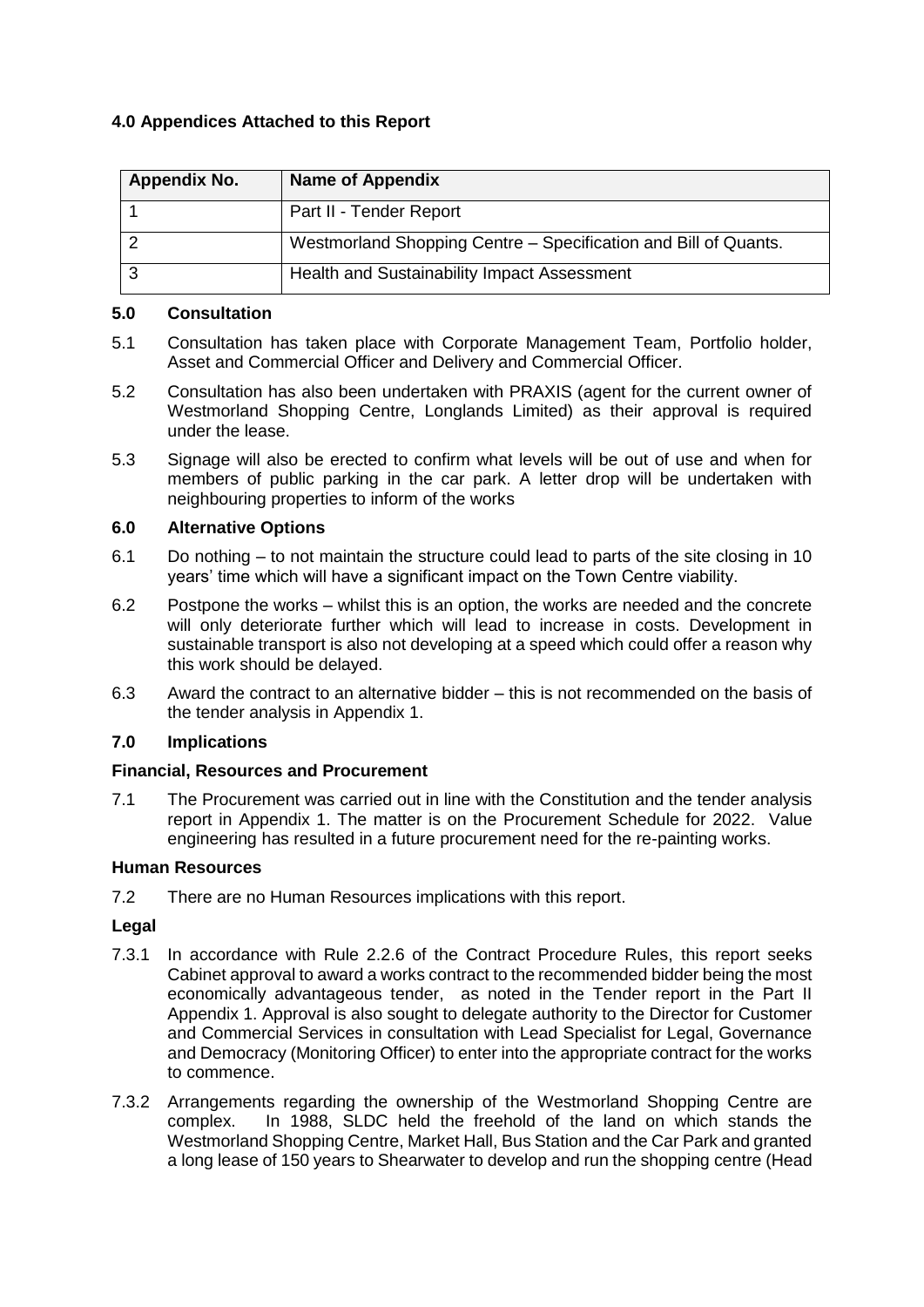### 4.0 Appendices Attached to this Report

| Appendix No. | Name of Appendix |
|---|---|
| 1 | Part II - Tender Report |
| 2 | Westmorland Shopping Centre – Specification and Bill of Quants. |
| 3 | Health and Sustainability Impact Assessment |

### 5.0 Consultation

5.1 Consultation has taken place with Corporate Management Team, Portfolio holder, Asset and Commercial Officer and Delivery and Commercial Officer.

5.2 Consultation has also been undertaken with PRAXIS (agent for the current owner of Westmorland Shopping Centre, Longlands Limited) as their approval is required under the lease.

5.3 Signage will also be erected to confirm what levels will be out of use and when for members of public parking in the car park. A letter drop will be undertaken with neighbouring properties to inform of the works

### 6.0 Alternative Options

6.1 Do nothing – to not maintain the structure could lead to parts of the site closing in 10 years' time which will have a significant impact on the Town Centre viability.

6.2 Postpone the works – whilst this is an option, the works are needed and the concrete will only deteriorate further which will lead to increase in costs. Development in sustainable transport is also not developing at a speed which could offer a reason why this work should be delayed.

6.3 Award the contract to an alternative bidder – this is not recommended on the basis of the tender analysis in Appendix 1.

### 7.0 Implications

**Financial, Resources and Procurement**

7.1 The Procurement was carried out in line with the Constitution and the tender analysis report in Appendix 1. The matter is on the Procurement Schedule for 2022. Value engineering has resulted in a future procurement need for the re-painting works.

**Human Resources**

7.2 There are no Human Resources implications with this report.

**Legal**

7.3.1 In accordance with Rule 2.2.6 of the Contract Procedure Rules, this report seeks Cabinet approval to award a works contract to the recommended bidder being the most economically advantageous tender, as noted in the Tender report in the Part II Appendix 1. Approval is also sought to delegate authority to the Director for Customer and Commercial Services in consultation with Lead Specialist for Legal, Governance and Democracy (Monitoring Officer) to enter into the appropriate contract for the works to commence.

7.3.2 Arrangements regarding the ownership of the Westmorland Shopping Centre are complex. In 1988, SLDC held the freehold of the land on which stands the Westmorland Shopping Centre, Market Hall, Bus Station and the Car Park and granted a long lease of 150 years to Shearwater to develop and run the shopping centre (Head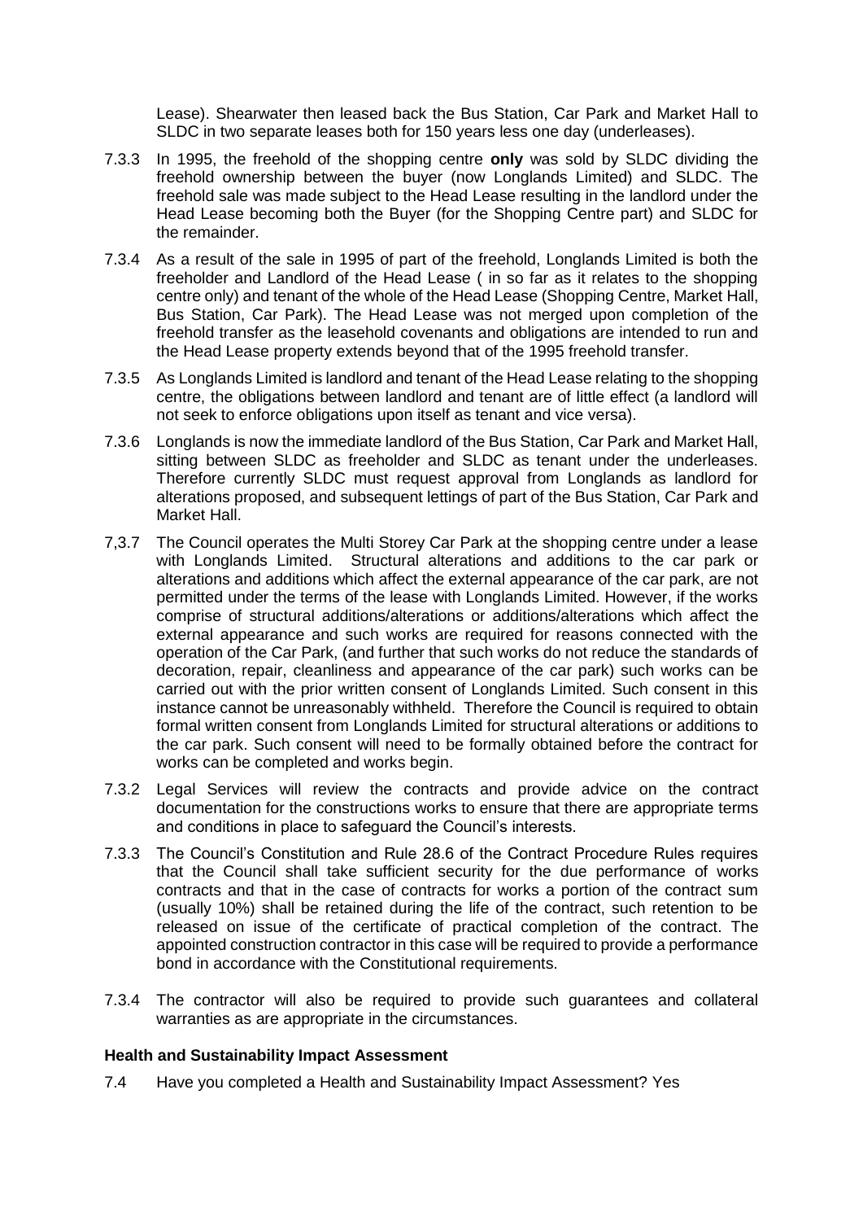Lease). Shearwater then leased back the Bus Station, Car Park and Market Hall to SLDC in two separate leases both for 150 years less one day (underleases).

7.3.3 In 1995, the freehold of the shopping centre **only** was sold by SLDC dividing the freehold ownership between the buyer (now Longlands Limited) and SLDC. The freehold sale was made subject to the Head Lease resulting in the landlord under the Head Lease becoming both the Buyer (for the Shopping Centre part) and SLDC for the remainder.

7.3.4 As a result of the sale in 1995 of part of the freehold, Longlands Limited is both the freeholder and Landlord of the Head Lease ( in so far as it relates to the shopping centre only) and tenant of the whole of the Head Lease (Shopping Centre, Market Hall, Bus Station, Car Park). The Head Lease was not merged upon completion of the freehold transfer as the leasehold covenants and obligations are intended to run and the Head Lease property extends beyond that of the 1995 freehold transfer.

7.3.5 As Longlands Limited is landlord and tenant of the Head Lease relating to the shopping centre, the obligations between landlord and tenant are of little effect (a landlord will not seek to enforce obligations upon itself as tenant and vice versa).

7.3.6 Longlands is now the immediate landlord of the Bus Station, Car Park and Market Hall, sitting between SLDC as freeholder and SLDC as tenant under the underleases. Therefore currently SLDC must request approval from Longlands as landlord for alterations proposed, and subsequent lettings of part of the Bus Station, Car Park and Market Hall.

7,3.7 The Council operates the Multi Storey Car Park at the shopping centre under a lease with Longlands Limited. Structural alterations and additions to the car park or alterations and additions which affect the external appearance of the car park, are not permitted under the terms of the lease with Longlands Limited. However, if the works comprise of structural additions/alterations or additions/alterations which affect the external appearance and such works are required for reasons connected with the operation of the Car Park, (and further that such works do not reduce the standards of decoration, repair, cleanliness and appearance of the car park) such works can be carried out with the prior written consent of Longlands Limited. Such consent in this instance cannot be unreasonably withheld. Therefore the Council is required to obtain formal written consent from Longlands Limited for structural alterations or additions to the car park. Such consent will need to be formally obtained before the contract for works can be completed and works begin.

7.3.2 Legal Services will review the contracts and provide advice on the contract documentation for the constructions works to ensure that there are appropriate terms and conditions in place to safeguard the Council's interests.

7.3.3 The Council's Constitution and Rule 28.6 of the Contract Procedure Rules requires that the Council shall take sufficient security for the due performance of works contracts and that in the case of contracts for works a portion of the contract sum (usually 10%) shall be retained during the life of the contract, such retention to be released on issue of the certificate of practical completion of the contract. The appointed construction contractor in this case will be required to provide a performance bond in accordance with the Constitutional requirements.

7.3.4 The contractor will also be required to provide such guarantees and collateral warranties as are appropriate in the circumstances.

**Health and Sustainability Impact Assessment**

7.4 Have you completed a Health and Sustainability Impact Assessment? Yes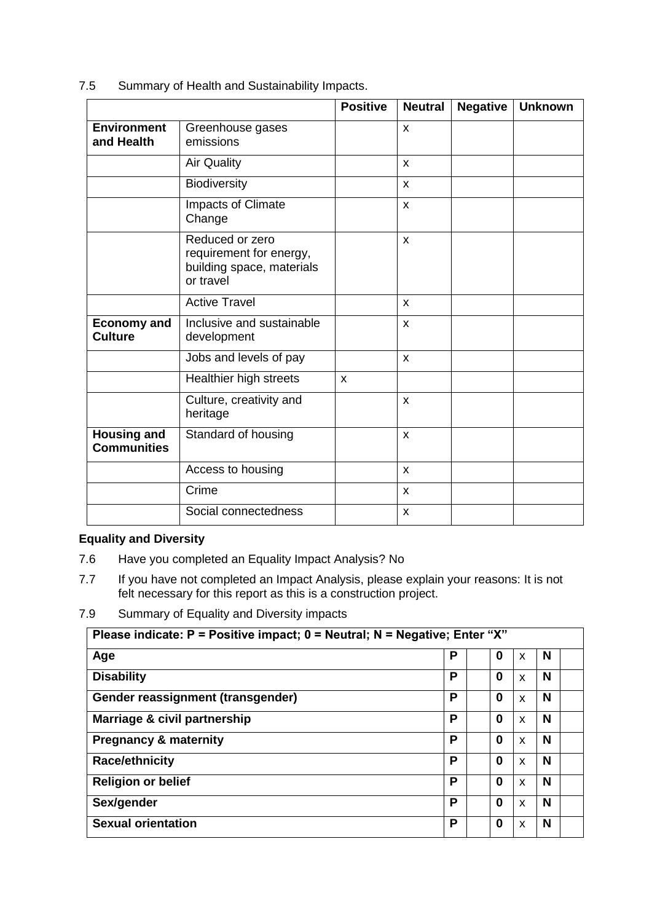7.5 Summary of Health and Sustainability Impacts.

| | | Positive | Neutral | Negative | Unknown |
|---|---|---|---|---|---|
| **Environment and Health** | Greenhouse gases emissions | | x | | |
| | Air Quality | | x | | |
| | Biodiversity | | x | | |
| | Impacts of Climate Change | | x | | |
| | Reduced or zero requirement for energy, building space, materials or travel | | x | | |
| | Active Travel | | x | | |
| **Economy and Culture** | Inclusive and sustainable development | | x | | |
| | Jobs and levels of pay | | x | | |
| | Healthier high streets | x | | | |
| | Culture, creativity and heritage | | x | | |
| **Housing and Communities** | Standard of housing | | x | | |
| | Access to housing | | x | | |
| | Crime | | x | | |
| | Social connectedness | | x | | |

**Equality and Diversity**

7.6 Have you completed an Equality Impact Analysis? No

7.7 If you have not completed an Impact Analysis, please explain your reasons: It is not felt necessary for this report as this is a construction project.

7.9 Summary of Equality and Diversity impacts

| Please indicate: P = Positive impact; 0 = Neutral; N = Negative; Enter "X" | | | | | | |
|---|---|---|---|---|---|---|
| **Age** | **P** | | **0** | x | **N** | |
| **Disability** | **P** | | **0** | x | **N** | |
| **Gender reassignment (transgender)** | **P** | | **0** | x | **N** | |
| **Marriage & civil partnership** | **P** | | **0** | x | **N** | |
| **Pregnancy & maternity** | **P** | | **0** | x | **N** | |
| **Race/ethnicity** | **P** | | **0** | x | **N** | |
| **Religion or belief** | **P** | | **0** | x | **N** | |
| **Sex/gender** | **P** | | **0** | x | **N** | |
| **Sexual orientation** | **P** | | **0** | x | **N** | |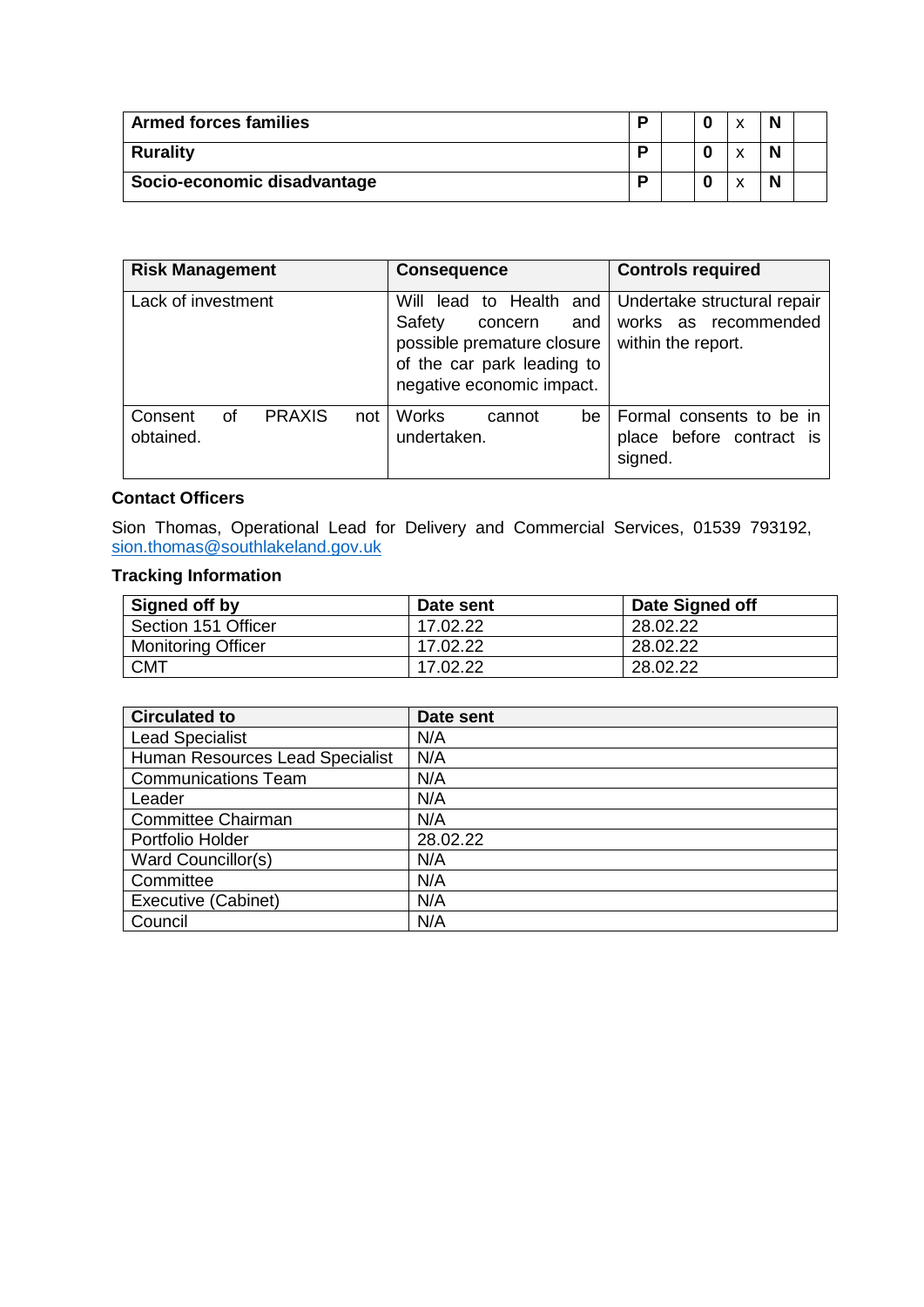| | | | | | | |
|---|---|---|---|---|---|---|
| **Armed forces families** | **P** | | **0** | x | **N** | |
| **Rurality** | **P** | | **0** | x | **N** | |
| **Socio-economic disadvantage** | **P** | | **0** | x | **N** | |

| **Risk Management** | **Consequence** | **Controls required** |
|---|---|---|
| Lack of investment | Will lead to Health and Safety concern and possible premature closure of the car park leading to negative economic impact. | Undertake structural repair works as recommended within the report. |
| Consent of PRAXIS not obtained. | Works cannot be undertaken. | Formal consents to be in place before contract is signed. |

**Contact Officers**

Sion Thomas, Operational Lead for Delivery and Commercial Services, 01539 793192, sion.thomas@southlakeland.gov.uk

**Tracking Information**

| **Signed off by** | **Date sent** | **Date Signed off** |
|---|---|---|
| Section 151 Officer | 17.02.22 | 28.02.22 |
| Monitoring Officer | 17.02.22 | 28.02.22 |
| CMT | 17.02.22 | 28.02.22 |

| **Circulated to** | **Date sent** |
|---|---|
| Lead Specialist | N/A |
| Human Resources Lead Specialist | N/A |
| Communications Team | N/A |
| Leader | N/A |
| Committee Chairman | N/A |
| Portfolio Holder | 28.02.22 |
| Ward Councillor(s) | N/A |
| Committee | N/A |
| Executive (Cabinet) | N/A |
| Council | N/A |